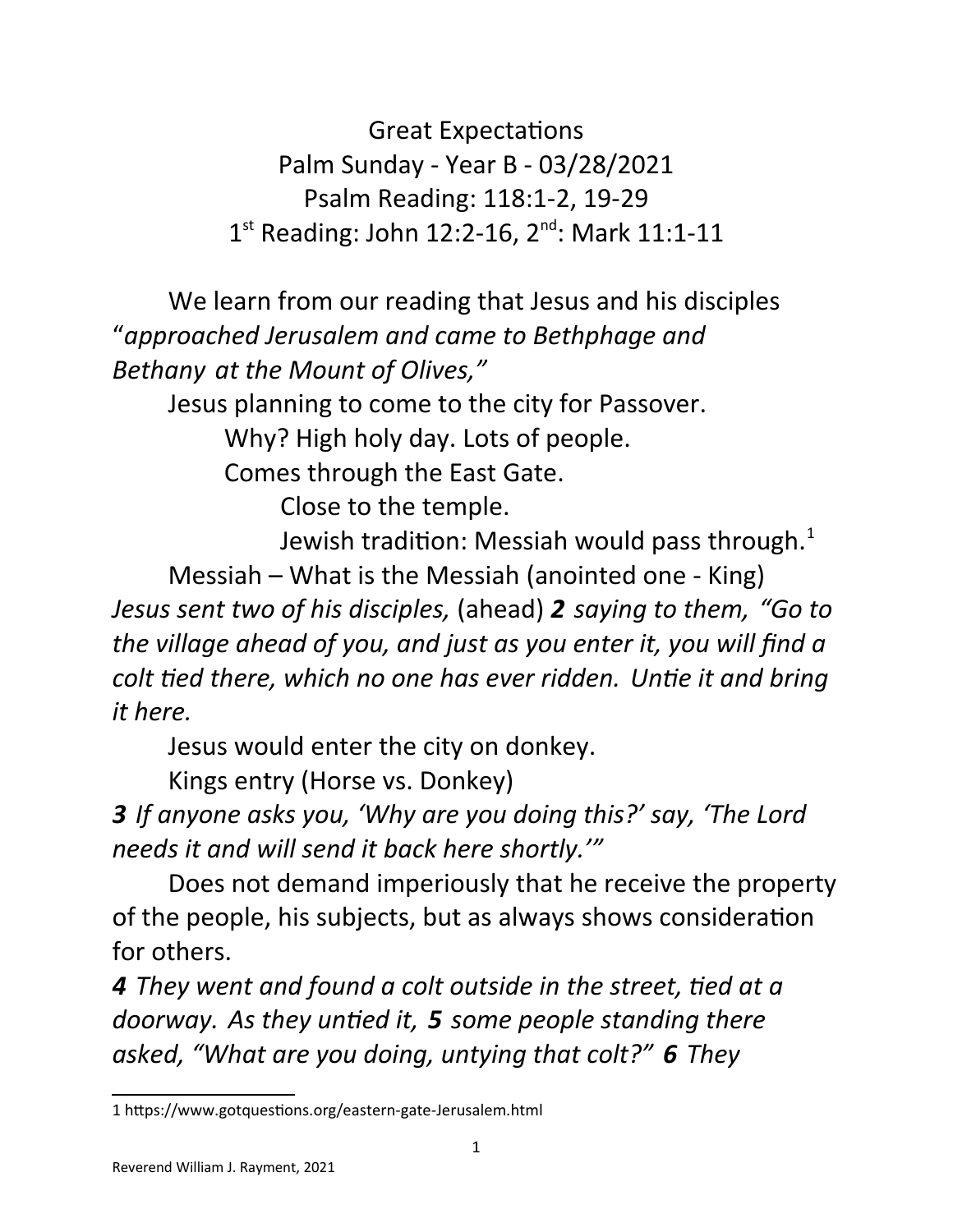# Great Expectations

## Palm Sunday - Year B - 03/28/2021

## Psalm Reading: 118:1-2, 19-29

## 1st Reading: John 12:2-16, 2nd: Mark 11:1-11

We learn from our reading that Jesus and his disciples "*approached Jerusalem and came to Bethphage and Bethany at the Mount of Olives,"*

Jesus planning to come to the city for Passover.

Why? High holy day. Lots of people.

Comes through the East Gate.

Close to the temple.

Jewish tradition: Messiah would pass through.[1]

Messiah – What is the Messiah (anointed one - King)

*Jesus sent two of his disciples,* (ahead) ***2*** *saying to them, "Go to the village ahead of you, and just as you enter it, you will find a colt tied there, which no one has ever ridden. Untie it and bring it here.*

Jesus would enter the city on donkey.

Kings entry (Horse vs. Donkey)

***3*** *If anyone asks you, 'Why are you doing this?' say, 'The Lord needs it and will send it back here shortly.'"*

Does not demand imperiously that he receive the property of the people, his subjects, but as always shows consideration for others.

***4*** *They went and found a colt outside in the street, tied at a doorway. As they untied it,* ***5*** *some people standing there asked, "What are you doing, untying that colt?"* ***6*** *They*

---

1 https://www.gotquestions.org/eastern-gate-Jerusalem.html

Reverend William J. Rayment, 2021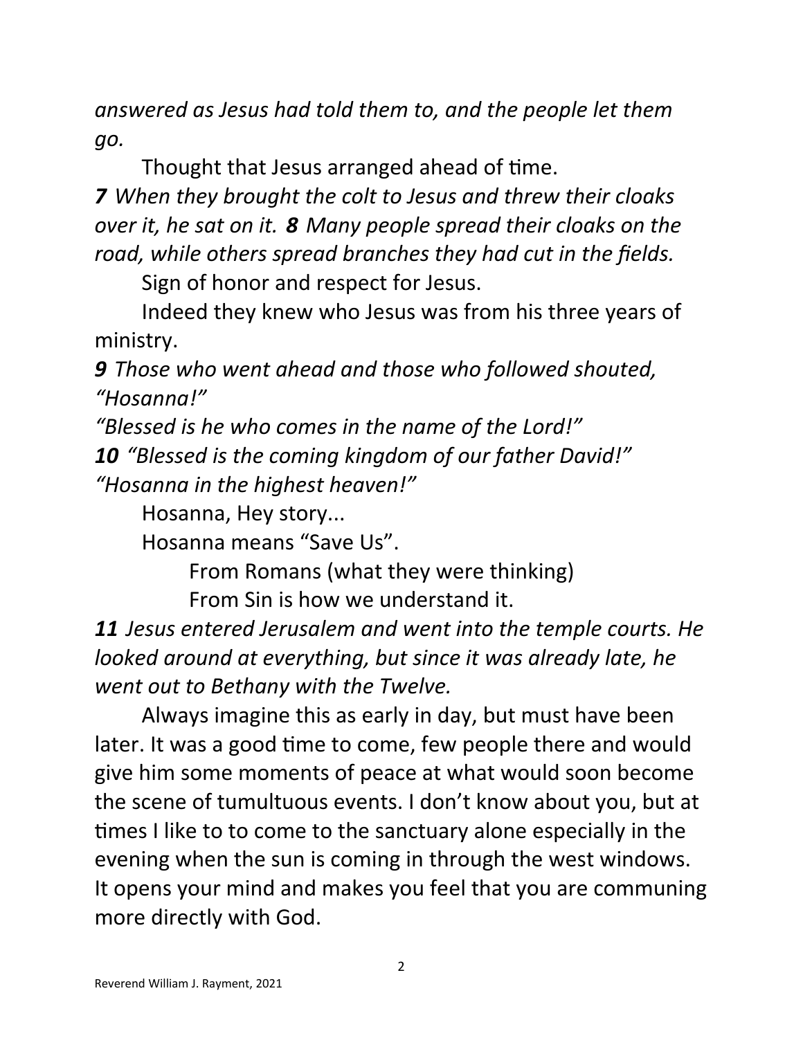*answered as Jesus had told them to, and the people let them go.*

Thought that Jesus arranged ahead of time.

***7*** *When they brought the colt to Jesus and threw their cloaks over it, he sat on it.* ***8*** *Many people spread their cloaks on the road, while others spread branches they had cut in the fields.*

Sign of honor and respect for Jesus.

Indeed they knew who Jesus was from his three years of ministry.

***9*** *Those who went ahead and those who followed shouted, "Hosanna!"*

*"Blessed is he who comes in the name of the Lord!"*

***10*** *"Blessed is the coming kingdom of our father David!"*

*"Hosanna in the highest heaven!"*

Hosanna, Hey story...

Hosanna means "Save Us".

From Romans (what they were thinking)

From Sin is how we understand it.

***11*** *Jesus entered Jerusalem and went into the temple courts. He looked around at everything, but since it was already late, he went out to Bethany with the Twelve.*

Always imagine this as early in day, but must have been later. It was a good time to come, few people there and would give him some moments of peace at what would soon become the scene of tumultuous events. I don't know about you, but at times I like to to come to the sanctuary alone especially in the evening when the sun is coming in through the west windows. It opens your mind and makes you feel that you are communing more directly with God.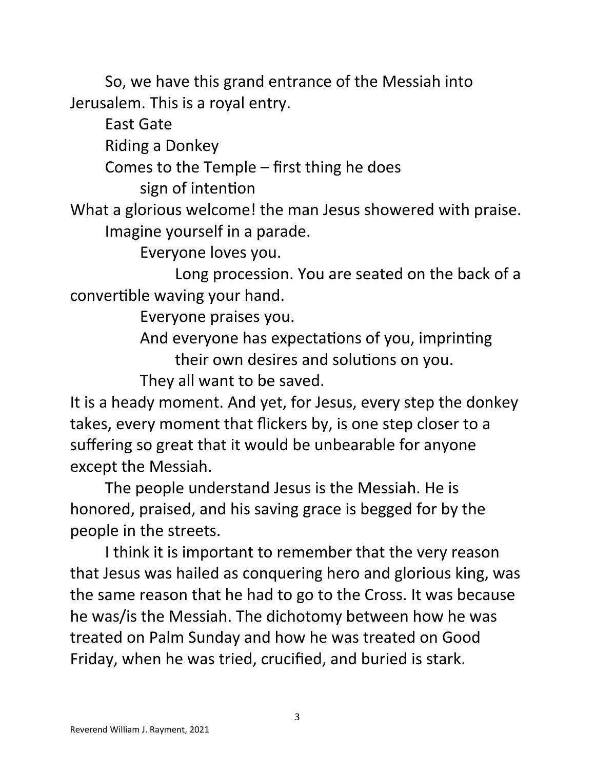So, we have this grand entrance of the Messiah into Jerusalem. This is a royal entry.

East Gate

Riding a Donkey

Comes to the Temple – first thing he does

sign of intention

What a glorious welcome! the man Jesus showered with praise.

Imagine yourself in a parade.

Everyone loves you.

Long procession. You are seated on the back of a convertible waving your hand.

Everyone praises you.

And everyone has expectations of you, imprinting their own desires and solutions on you.

They all want to be saved.

It is a heady moment. And yet, for Jesus, every step the donkey takes, every moment that flickers by, is one step closer to a suffering so great that it would be unbearable for anyone except the Messiah.

The people understand Jesus is the Messiah. He is honored, praised, and his saving grace is begged for by the people in the streets.

I think it is important to remember that the very reason that Jesus was hailed as conquering hero and glorious king, was the same reason that he had to go to the Cross. It was because he was/is the Messiah. The dichotomy between how he was treated on Palm Sunday and how he was treated on Good Friday, when he was tried, crucified, and buried is stark.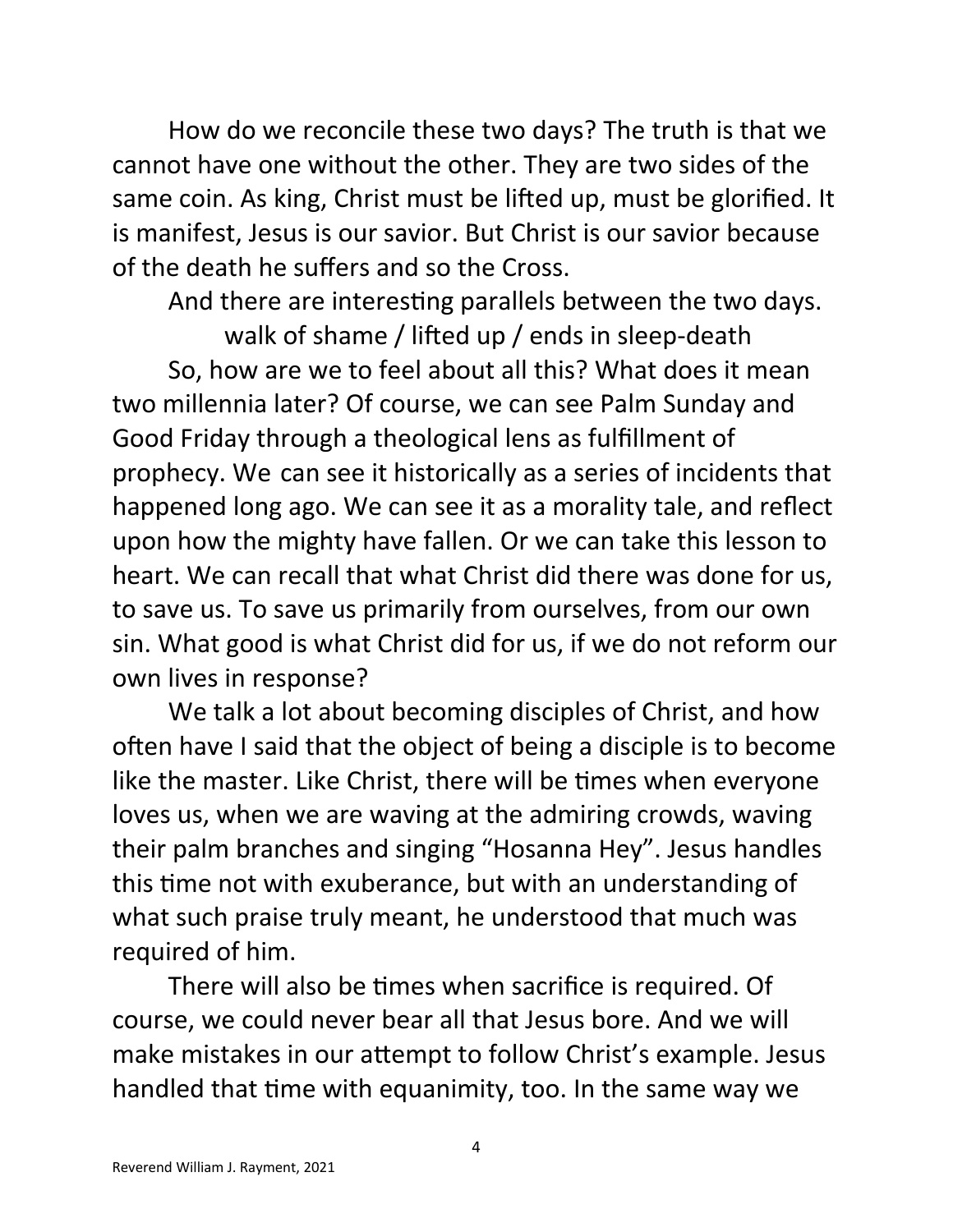How do we reconcile these two days? The truth is that we cannot have one without the other. They are two sides of the same coin. As king, Christ must be lifted up, must be glorified. It is manifest, Jesus is our savior. But Christ is our savior because of the death he suffers and so the Cross.

And there are interesting parallels between the two days.

walk of shame / lifted up / ends in sleep-death

So, how are we to feel about all this? What does it mean two millennia later? Of course, we can see Palm Sunday and Good Friday through a theological lens as fulfillment of prophecy. We can see it historically as a series of incidents that happened long ago. We can see it as a morality tale, and reflect upon how the mighty have fallen. Or we can take this lesson to heart. We can recall that what Christ did there was done for us, to save us. To save us primarily from ourselves, from our own sin. What good is what Christ did for us, if we do not reform our own lives in response?

We talk a lot about becoming disciples of Christ, and how often have I said that the object of being a disciple is to become like the master. Like Christ, there will be times when everyone loves us, when we are waving at the admiring crowds, waving their palm branches and singing "Hosanna Hey". Jesus handles this time not with exuberance, but with an understanding of what such praise truly meant, he understood that much was required of him.

There will also be times when sacrifice is required. Of course, we could never bear all that Jesus bore. And we will make mistakes in our attempt to follow Christ's example. Jesus handled that time with equanimity, too. In the same way we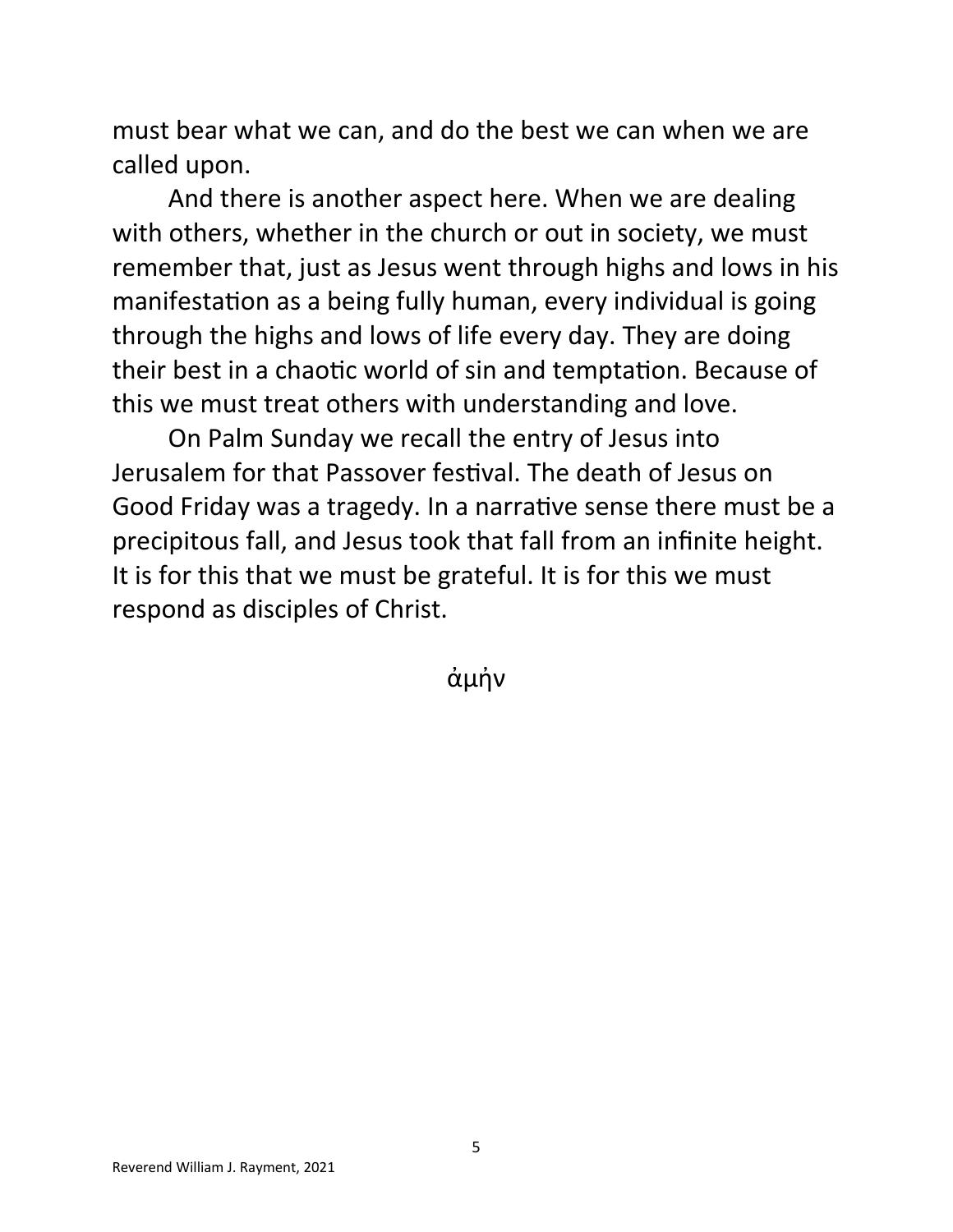must bear what we can, and do the best we can when we are called upon.

And there is another aspect here. When we are dealing with others, whether in the church or out in society, we must remember that, just as Jesus went through highs and lows in his manifestation as a being fully human, every individual is going through the highs and lows of life every day. They are doing their best in a chaotic world of sin and temptation. Because of this we must treat others with understanding and love.

On Palm Sunday we recall the entry of Jesus into Jerusalem for that Passover festival. The death of Jesus on Good Friday was a tragedy. In a narrative sense there must be a precipitous fall, and Jesus took that fall from an infinite height. It is for this that we must be grateful. It is for this we must respond as disciples of Christ.

ἀμήν